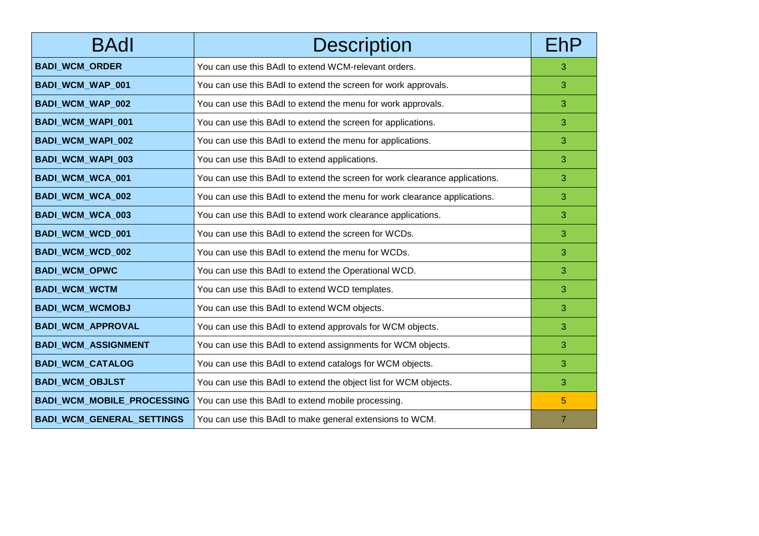| BAdI | Description | EhP |
|---|---|---|
| **BADI_WCM_ORDER** | You can use this BAdI to extend WCM-relevant orders. | 3 |
| **BADI_WCM_WAP_001** | You can use this BAdI to extend the screen for work approvals. | 3 |
| **BADI_WCM_WAP_002** | You can use this BAdI to extend the menu for work approvals. | 3 |
| **BADI_WCM_WAPI_001** | You can use this BAdI to extend the screen for applications. | 3 |
| **BADI_WCM_WAPI_002** | You can use this BAdI to extend the menu for applications. | 3 |
| **BADI_WCM_WAPI_003** | You can use this BAdI to extend applications. | 3 |
| **BADI_WCM_WCA_001** | You can use this BAdI to extend the screen for work clearance applications. | 3 |
| **BADI_WCM_WCA_002** | You can use this BAdI to extend the menu for work clearance applications. | 3 |
| **BADI_WCM_WCA_003** | You can use this BAdI to extend work clearance applications. | 3 |
| **BADI_WCM_WCD_001** | You can use this BAdI to extend the screen for WCDs. | 3 |
| **BADI_WCM_WCD_002** | You can use this BAdI to extend the menu for WCDs. | 3 |
| **BADI_WCM_OPWC** | You can use this BAdI to extend the Operational WCD. | 3 |
| **BADI_WCM_WCTM** | You can use this BAdI to extend WCD templates. | 3 |
| **BADI_WCM_WCMOBJ** | You can use this BAdI to extend WCM objects. | 3 |
| **BADI_WCM_APPROVAL** | You can use this BAdI to extend approvals for WCM objects. | 3 |
| **BADI_WCM_ASSIGNMENT** | You can use this BAdI to extend assignments for WCM objects. | 3 |
| **BADI_WCM_CATALOG** | You can use this BAdI to extend catalogs for WCM objects. | 3 |
| **BADI_WCM_OBJLST** | You can use this BAdI to extend the object list for WCM objects. | 3 |
| **BADI_WCM_MOBILE_PROCESSING** | You can use this BAdI to extend mobile processing. | 5 |
| **BADI_WCM_GENERAL_SETTINGS** | You can use this BAdI to make general extensions to WCM. | 7 |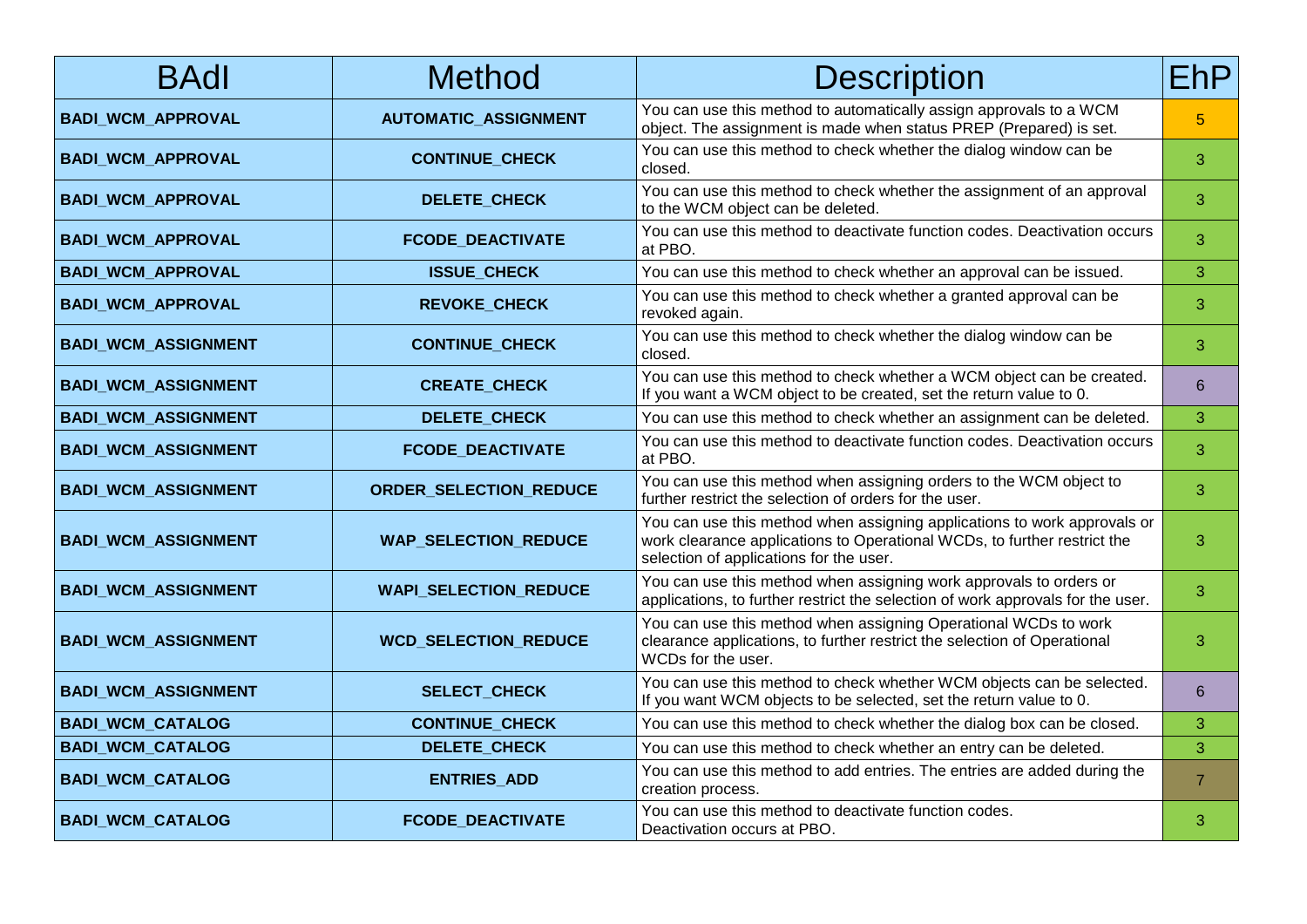| BAdI | Method | Description | EhP |
|---|---|---|---|
| **BADI_WCM_APPROVAL** | **AUTOMATIC_ASSIGNMENT** | You can use this method to automatically assign approvals to a WCM object. The assignment is made when status PREP (Prepared) is set. | 5 |
| **BADI_WCM_APPROVAL** | **CONTINUE_CHECK** | You can use this method to check whether the dialog window can be closed. | 3 |
| **BADI_WCM_APPROVAL** | **DELETE_CHECK** | You can use this method to check whether the assignment of an approval to the WCM object can be deleted. | 3 |
| **BADI_WCM_APPROVAL** | **FCODE_DEACTIVATE** | You can use this method to deactivate function codes. Deactivation occurs at PBO. | 3 |
| **BADI_WCM_APPROVAL** | **ISSUE_CHECK** | You can use this method to check whether an approval can be issued. | 3 |
| **BADI_WCM_APPROVAL** | **REVOKE_CHECK** | You can use this method to check whether a granted approval can be revoked again. | 3 |
| **BADI_WCM_ASSIGNMENT** | **CONTINUE_CHECK** | You can use this method to check whether the dialog window can be closed. | 3 |
| **BADI_WCM_ASSIGNMENT** | **CREATE_CHECK** | You can use this method to check whether a WCM object can be created. If you want a WCM object to be created, set the return value to 0. | 6 |
| **BADI_WCM_ASSIGNMENT** | **DELETE_CHECK** | You can use this method to check whether an assignment can be deleted. | 3 |
| **BADI_WCM_ASSIGNMENT** | **FCODE_DEACTIVATE** | You can use this method to deactivate function codes. Deactivation occurs at PBO. | 3 |
| **BADI_WCM_ASSIGNMENT** | **ORDER_SELECTION_REDUCE** | You can use this method when assigning orders to the WCM object to further restrict the selection of orders for the user. | 3 |
| **BADI_WCM_ASSIGNMENT** | **WAP_SELECTION_REDUCE** | You can use this method when assigning applications to work approvals or work clearance applications to Operational WCDs, to further restrict the selection of applications for the user. | 3 |
| **BADI_WCM_ASSIGNMENT** | **WAPI_SELECTION_REDUCE** | You can use this method when assigning work approvals to orders or applications, to further restrict the selection of work approvals for the user. | 3 |
| **BADI_WCM_ASSIGNMENT** | **WCD_SELECTION_REDUCE** | You can use this method when assigning Operational WCDs to work clearance applications, to further restrict the selection of Operational WCDs for the user. | 3 |
| **BADI_WCM_ASSIGNMENT** | **SELECT_CHECK** | You can use this method to check whether WCM objects can be selected. If you want WCM objects to be selected, set the return value to 0. | 6 |
| **BADI_WCM_CATALOG** | **CONTINUE_CHECK** | You can use this method to check whether the dialog box can be closed. | 3 |
| **BADI_WCM_CATALOG** | **DELETE_CHECK** | You can use this method to check whether an entry can be deleted. | 3 |
| **BADI_WCM_CATALOG** | **ENTRIES_ADD** | You can use this method to add entries. The entries are added during the creation process. | 7 |
| **BADI_WCM_CATALOG** | **FCODE_DEACTIVATE** | You can use this method to deactivate function codes. Deactivation occurs at PBO. | 3 |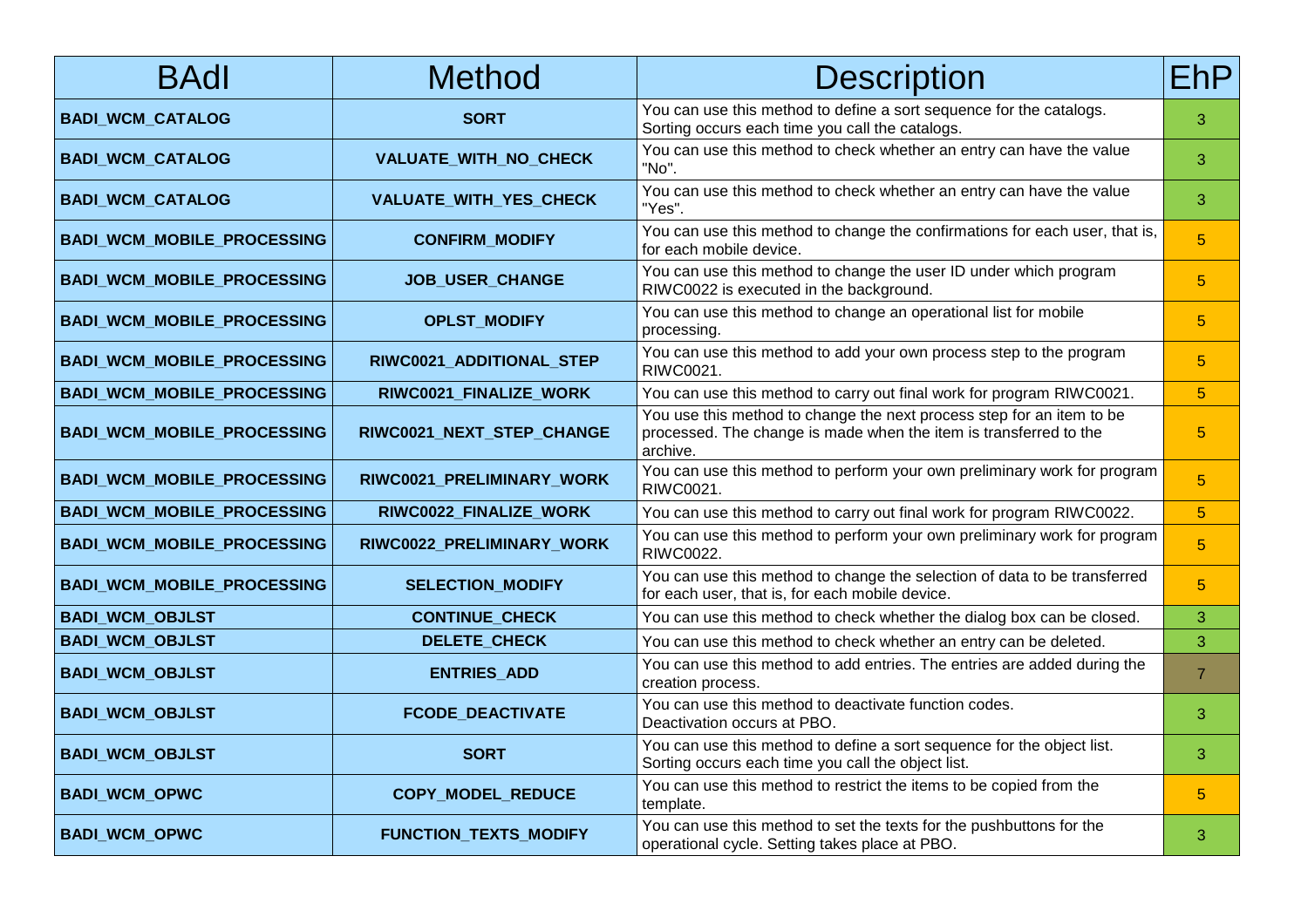| BAdI | Method | Description | EhP |
|---|---|---|---|
| **BADI_WCM_CATALOG** | **SORT** | You can use this method to define a sort sequence for the catalogs. Sorting occurs each time you call the catalogs. | 3 |
| **BADI_WCM_CATALOG** | **VALUATE_WITH_NO_CHECK** | You can use this method to check whether an entry can have the value "No". | 3 |
| **BADI_WCM_CATALOG** | **VALUATE_WITH_YES_CHECK** | You can use this method to check whether an entry can have the value "Yes". | 3 |
| **BADI_WCM_MOBILE_PROCESSING** | **CONFIRM_MODIFY** | You can use this method to change the confirmations for each user, that is, for each mobile device. | 5 |
| **BADI_WCM_MOBILE_PROCESSING** | **JOB_USER_CHANGE** | You can use this method to change the user ID under which program RIWC0022 is executed in the background. | 5 |
| **BADI_WCM_MOBILE_PROCESSING** | **OPLST_MODIFY** | You can use this method to change an operational list for mobile processing. | 5 |
| **BADI_WCM_MOBILE_PROCESSING** | **RIWC0021_ADDITIONAL_STEP** | You can use this method to add your own process step to the program RIWC0021. | 5 |
| **BADI_WCM_MOBILE_PROCESSING** | **RIWC0021_FINALIZE_WORK** | You can use this method to carry out final work for program RIWC0021. | 5 |
| **BADI_WCM_MOBILE_PROCESSING** | **RIWC0021_NEXT_STEP_CHANGE** | You use this method to change the next process step for an item to be processed. The change is made when the item is transferred to the archive. | 5 |
| **BADI_WCM_MOBILE_PROCESSING** | **RIWC0021_PRELIMINARY_WORK** | You can use this method to perform your own preliminary work for program RIWC0021. | 5 |
| **BADI_WCM_MOBILE_PROCESSING** | **RIWC0022_FINALIZE_WORK** | You can use this method to carry out final work for program RIWC0022. | 5 |
| **BADI_WCM_MOBILE_PROCESSING** | **RIWC0022_PRELIMINARY_WORK** | You can use this method to perform your own preliminary work for program RIWC0022. | 5 |
| **BADI_WCM_MOBILE_PROCESSING** | **SELECTION_MODIFY** | You can use this method to change the selection of data to be transferred for each user, that is, for each mobile device. | 5 |
| **BADI_WCM_OBJLST** | **CONTINUE_CHECK** | You can use this method to check whether the dialog box can be closed. | 3 |
| **BADI_WCM_OBJLST** | **DELETE_CHECK** | You can use this method to check whether an entry can be deleted. | 3 |
| **BADI_WCM_OBJLST** | **ENTRIES_ADD** | You can use this method to add entries. The entries are added during the creation process. | 7 |
| **BADI_WCM_OBJLST** | **FCODE_DEACTIVATE** | You can use this method to deactivate function codes. Deactivation occurs at PBO. | 3 |
| **BADI_WCM_OBJLST** | **SORT** | You can use this method to define a sort sequence for the object list. Sorting occurs each time you call the object list. | 3 |
| **BADI_WCM_OPWC** | **COPY_MODEL_REDUCE** | You can use this method to restrict the items to be copied from the template. | 5 |
| **BADI_WCM_OPWC** | **FUNCTION_TEXTS_MODIFY** | You can use this method to set the texts for the pushbuttons for the operational cycle. Setting takes place at PBO. | 3 |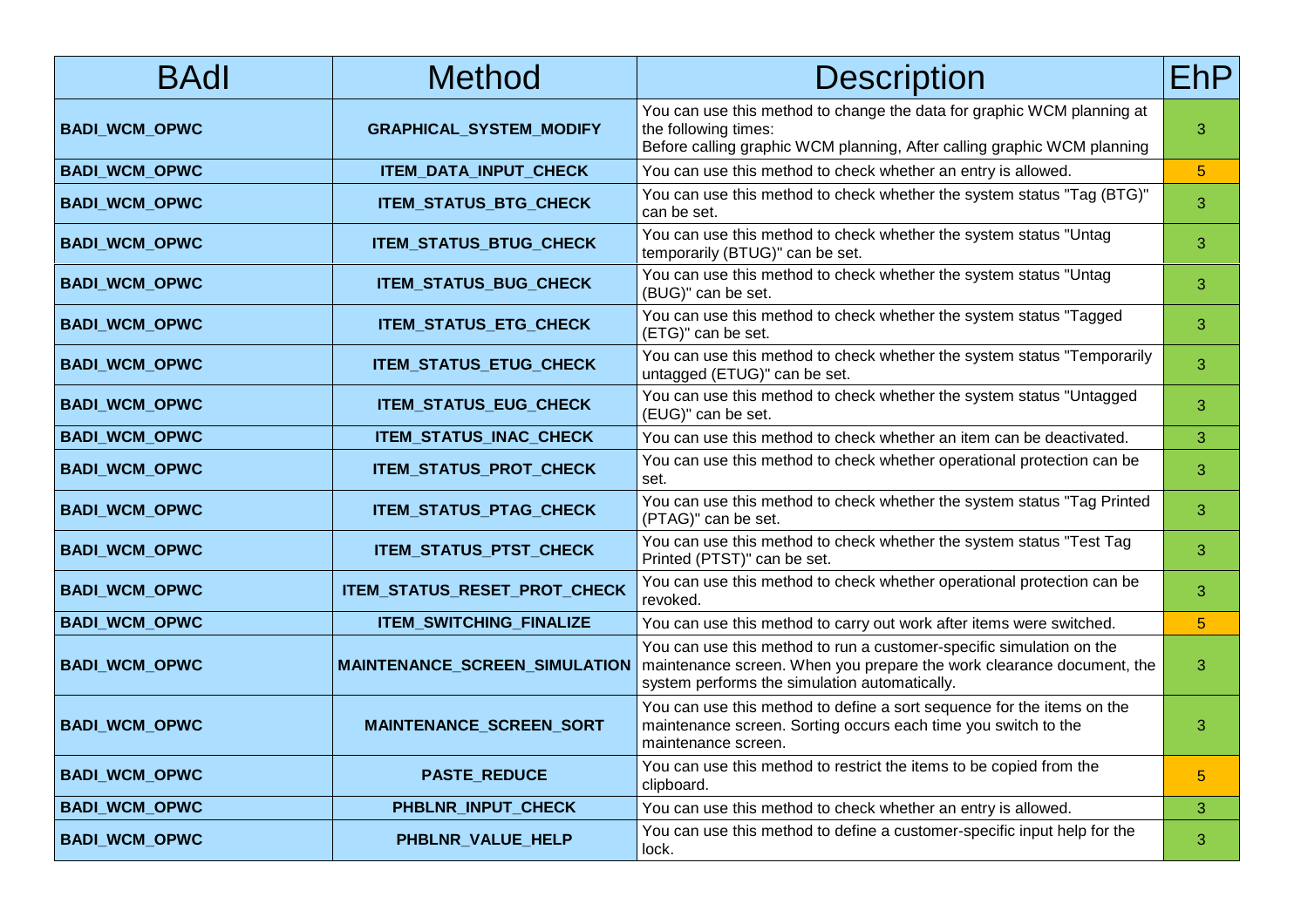| BAdI | Method | Description | EhP |
|---|---|---|---|
| **BADI_WCM_OPWC** | **GRAPHICAL_SYSTEM_MODIFY** | You can use this method to change the data for graphic WCM planning at the following times:<br>Before calling graphic WCM planning, After calling graphic WCM planning | 3 |
| **BADI_WCM_OPWC** | **ITEM_DATA_INPUT_CHECK** | You can use this method to check whether an entry is allowed. | 5 |
| **BADI_WCM_OPWC** | **ITEM_STATUS_BTG_CHECK** | You can use this method to check whether the system status "Tag (BTG)" can be set. | 3 |
| **BADI_WCM_OPWC** | **ITEM_STATUS_BTUG_CHECK** | You can use this method to check whether the system status "Untag temporarily (BTUG)" can be set. | 3 |
| **BADI_WCM_OPWC** | **ITEM_STATUS_BUG_CHECK** | You can use this method to check whether the system status "Untag (BUG)" can be set. | 3 |
| **BADI_WCM_OPWC** | **ITEM_STATUS_ETG_CHECK** | You can use this method to check whether the system status "Tagged (ETG)" can be set. | 3 |
| **BADI_WCM_OPWC** | **ITEM_STATUS_ETUG_CHECK** | You can use this method to check whether the system status "Temporarily untagged (ETUG)" can be set. | 3 |
| **BADI_WCM_OPWC** | **ITEM_STATUS_EUG_CHECK** | You can use this method to check whether the system status "Untagged (EUG)" can be set. | 3 |
| **BADI_WCM_OPWC** | **ITEM_STATUS_INAC_CHECK** | You can use this method to check whether an item can be deactivated. | 3 |
| **BADI_WCM_OPWC** | **ITEM_STATUS_PROT_CHECK** | You can use this method to check whether operational protection can be set. | 3 |
| **BADI_WCM_OPWC** | **ITEM_STATUS_PTAG_CHECK** | You can use this method to check whether the system status "Tag Printed (PTAG)" can be set. | 3 |
| **BADI_WCM_OPWC** | **ITEM_STATUS_PTST_CHECK** | You can use this method to check whether the system status "Test Tag Printed (PTST)" can be set. | 3 |
| **BADI_WCM_OPWC** | **ITEM_STATUS_RESET_PROT_CHECK** | You can use this method to check whether operational protection can be revoked. | 3 |
| **BADI_WCM_OPWC** | **ITEM_SWITCHING_FINALIZE** | You can use this method to carry out work after items were switched. | 5 |
| **BADI_WCM_OPWC** | **MAINTENANCE_SCREEN_SIMULATION** | You can use this method to run a customer-specific simulation on the maintenance screen. When you prepare the work clearance document, the system performs the simulation automatically. | 3 |
| **BADI_WCM_OPWC** | **MAINTENANCE_SCREEN_SORT** | You can use this method to define a sort sequence for the items on the maintenance screen. Sorting occurs each time you switch to the maintenance screen. | 3 |
| **BADI_WCM_OPWC** | **PASTE_REDUCE** | You can use this method to restrict the items to be copied from the clipboard. | 5 |
| **BADI_WCM_OPWC** | **PHBLNR_INPUT_CHECK** | You can use this method to check whether an entry is allowed. | 3 |
| **BADI_WCM_OPWC** | **PHBLNR_VALUE_HELP** | You can use this method to define a customer-specific input help for the lock. | 3 |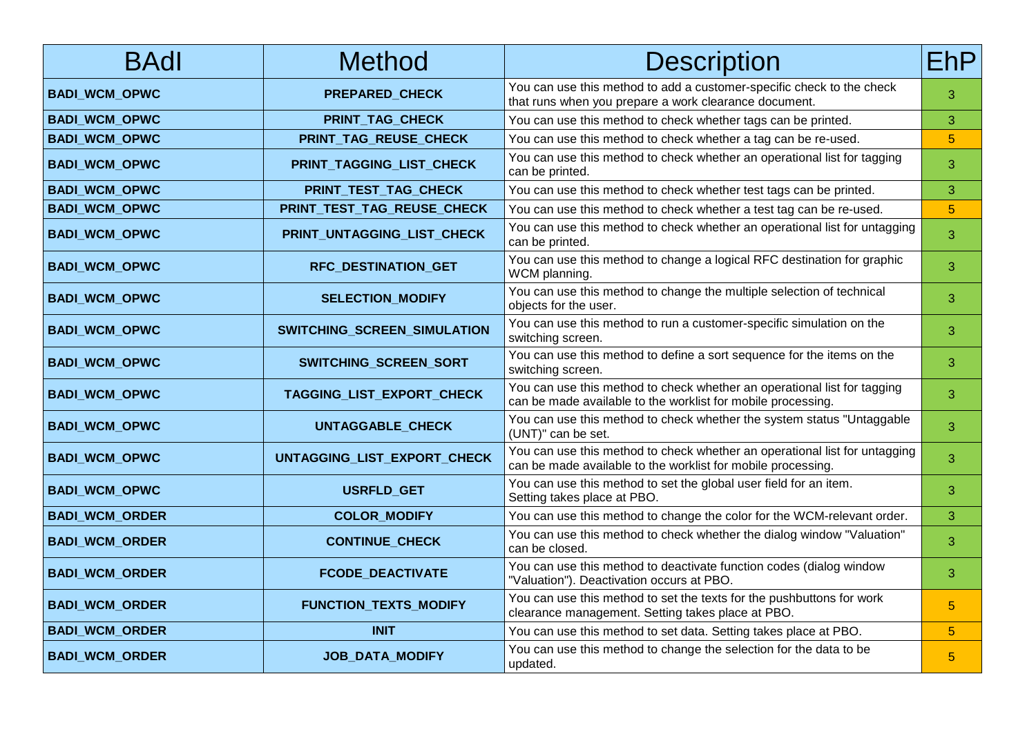| BAdI | Method | Description | EhP |
| --- | --- | --- | --- |
| **BADI_WCM_OPWC** | **PREPARED_CHECK** | You can use this method to add a customer-specific check to the check that runs when you prepare a work clearance document. | 3 |
| **BADI_WCM_OPWC** | **PRINT_TAG_CHECK** | You can use this method to check whether tags can be printed. | 3 |
| **BADI_WCM_OPWC** | **PRINT_TAG_REUSE_CHECK** | You can use this method to check whether a tag can be re-used. | 5 |
| **BADI_WCM_OPWC** | **PRINT_TAGGING_LIST_CHECK** | You can use this method to check whether an operational list for tagging can be printed. | 3 |
| **BADI_WCM_OPWC** | **PRINT_TEST_TAG_CHECK** | You can use this method to check whether test tags can be printed. | 3 |
| **BADI_WCM_OPWC** | **PRINT_TEST_TAG_REUSE_CHECK** | You can use this method to check whether a test tag can be re-used. | 5 |
| **BADI_WCM_OPWC** | **PRINT_UNTAGGING_LIST_CHECK** | You can use this method to check whether an operational list for untagging can be printed. | 3 |
| **BADI_WCM_OPWC** | **RFC_DESTINATION_GET** | You can use this method to change a logical RFC destination for graphic WCM planning. | 3 |
| **BADI_WCM_OPWC** | **SELECTION_MODIFY** | You can use this method to change the multiple selection of technical objects for the user. | 3 |
| **BADI_WCM_OPWC** | **SWITCHING_SCREEN_SIMULATION** | You can use this method to run a customer-specific simulation on the switching screen. | 3 |
| **BADI_WCM_OPWC** | **SWITCHING_SCREEN_SORT** | You can use this method to define a sort sequence for the items on the switching screen. | 3 |
| **BADI_WCM_OPWC** | **TAGGING_LIST_EXPORT_CHECK** | You can use this method to check whether an operational list for tagging can be made available to the worklist for mobile processing. | 3 |
| **BADI_WCM_OPWC** | **UNTAGGABLE_CHECK** | You can use this method to check whether the system status "Untaggable (UNT)" can be set. | 3 |
| **BADI_WCM_OPWC** | **UNTAGGING_LIST_EXPORT_CHECK** | You can use this method to check whether an operational list for untagging can be made available to the worklist for mobile processing. | 3 |
| **BADI_WCM_OPWC** | **USRFLD_GET** | You can use this method to set the global user field for an item. Setting takes place at PBO. | 3 |
| **BADI_WCM_ORDER** | **COLOR_MODIFY** | You can use this method to change the color for the WCM-relevant order. | 3 |
| **BADI_WCM_ORDER** | **CONTINUE_CHECK** | You can use this method to check whether the dialog window "Valuation" can be closed. | 3 |
| **BADI_WCM_ORDER** | **FCODE_DEACTIVATE** | You can use this method to deactivate function codes (dialog window "Valuation"). Deactivation occurs at PBO. | 3 |
| **BADI_WCM_ORDER** | **FUNCTION_TEXTS_MODIFY** | You can use this method to set the texts for the pushbuttons for work clearance management. Setting takes place at PBO. | 5 |
| **BADI_WCM_ORDER** | **INIT** | You can use this method to set data. Setting takes place at PBO. | 5 |
| **BADI_WCM_ORDER** | **JOB_DATA_MODIFY** | You can use this method to change the selection for the data to be updated. | 5 |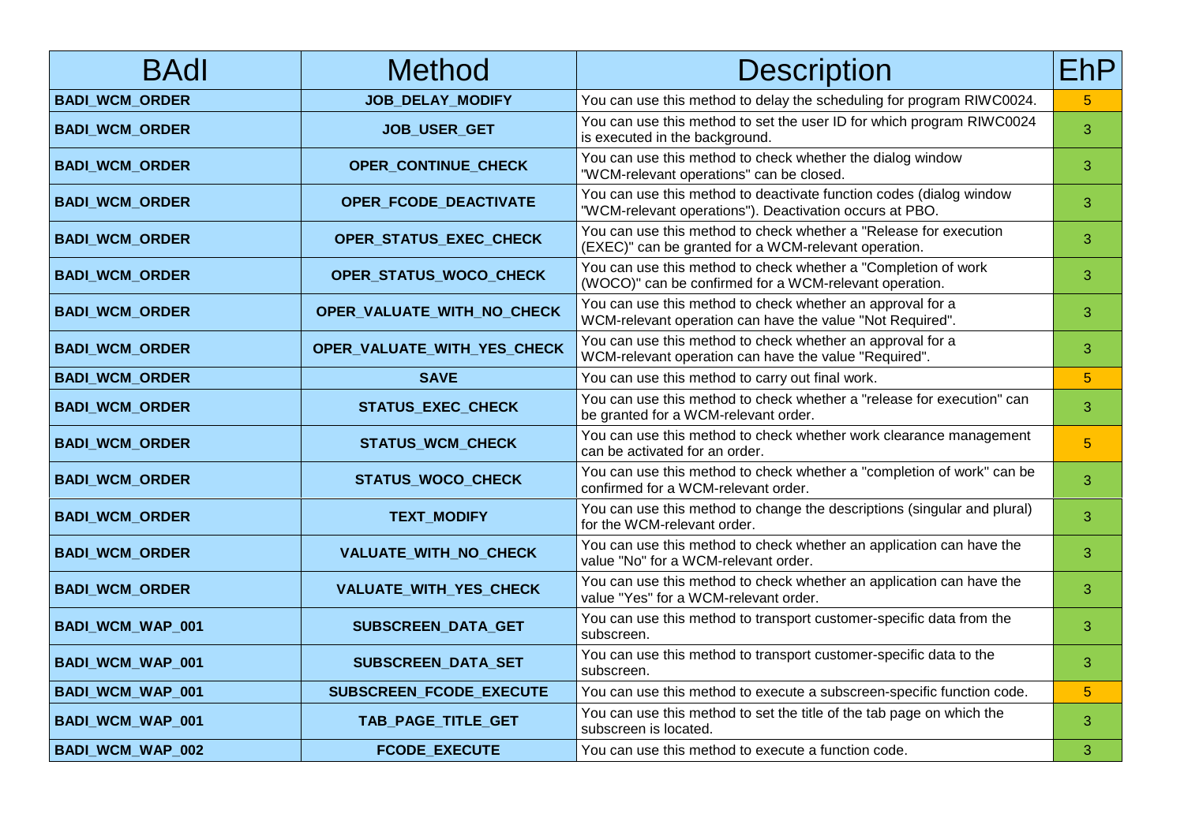| BAdI | Method | Description | EhP |
|---|---|---|---|
| **BADI_WCM_ORDER** | **JOB_DELAY_MODIFY** | You can use this method to delay the scheduling for program RIWC0024. | 5 |
| **BADI_WCM_ORDER** | **JOB_USER_GET** | You can use this method to set the user ID for which program RIWC0024 is executed in the background. | 3 |
| **BADI_WCM_ORDER** | **OPER_CONTINUE_CHECK** | You can use this method to check whether the dialog window "WCM-relevant operations" can be closed. | 3 |
| **BADI_WCM_ORDER** | **OPER_FCODE_DEACTIVATE** | You can use this method to deactivate function codes (dialog window "WCM-relevant operations"). Deactivation occurs at PBO. | 3 |
| **BADI_WCM_ORDER** | **OPER_STATUS_EXEC_CHECK** | You can use this method to check whether a "Release for execution (EXEC)" can be granted for a WCM-relevant operation. | 3 |
| **BADI_WCM_ORDER** | **OPER_STATUS_WOCO_CHECK** | You can use this method to check whether a "Completion of work (WOCO)" can be confirmed for a WCM-relevant operation. | 3 |
| **BADI_WCM_ORDER** | **OPER_VALUATE_WITH_NO_CHECK** | You can use this method to check whether an approval for a WCM-relevant operation can have the value "Not Required". | 3 |
| **BADI_WCM_ORDER** | **OPER_VALUATE_WITH_YES_CHECK** | You can use this method to check whether an approval for a WCM-relevant operation can have the value "Required". | 3 |
| **BADI_WCM_ORDER** | **SAVE** | You can use this method to carry out final work. | 5 |
| **BADI_WCM_ORDER** | **STATUS_EXEC_CHECK** | You can use this method to check whether a "release for execution" can be granted for a WCM-relevant order. | 3 |
| **BADI_WCM_ORDER** | **STATUS_WCM_CHECK** | You can use this method to check whether work clearance management can be activated for an order. | 5 |
| **BADI_WCM_ORDER** | **STATUS_WOCO_CHECK** | You can use this method to check whether a "completion of work" can be confirmed for a WCM-relevant order. | 3 |
| **BADI_WCM_ORDER** | **TEXT_MODIFY** | You can use this method to change the descriptions (singular and plural) for the WCM-relevant order. | 3 |
| **BADI_WCM_ORDER** | **VALUATE_WITH_NO_CHECK** | You can use this method to check whether an application can have the value "No" for a WCM-relevant order. | 3 |
| **BADI_WCM_ORDER** | **VALUATE_WITH_YES_CHECK** | You can use this method to check whether an application can have the value "Yes" for a WCM-relevant order. | 3 |
| **BADI_WCM_WAP_001** | **SUBSCREEN_DATA_GET** | You can use this method to transport customer-specific data from the subscreen. | 3 |
| **BADI_WCM_WAP_001** | **SUBSCREEN_DATA_SET** | You can use this method to transport customer-specific data to the subscreen. | 3 |
| **BADI_WCM_WAP_001** | **SUBSCREEN_FCODE_EXECUTE** | You can use this method to execute a subscreen-specific function code. | 5 |
| **BADI_WCM_WAP_001** | **TAB_PAGE_TITLE_GET** | You can use this method to set the title of the tab page on which the subscreen is located. | 3 |
| **BADI_WCM_WAP_002** | **FCODE_EXECUTE** | You can use this method to execute a function code. | 3 |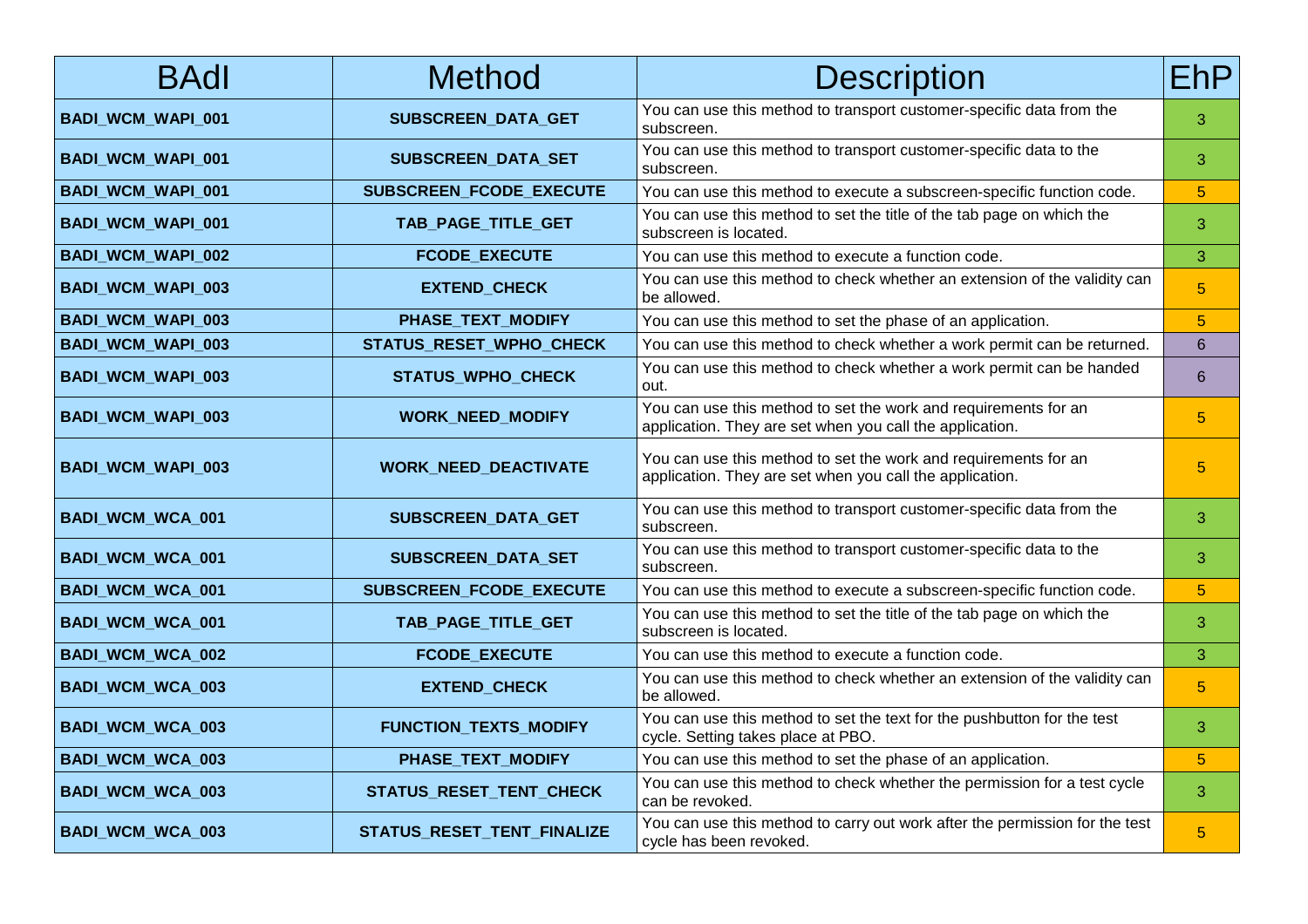| BAdI | Method | Description | EhP |
|---|---|---|---|
| **BADI_WCM_WAPI_001** | **SUBSCREEN_DATA_GET** | You can use this method to transport customer-specific data from the subscreen. | 3 |
| **BADI_WCM_WAPI_001** | **SUBSCREEN_DATA_SET** | You can use this method to transport customer-specific data to the subscreen. | 3 |
| **BADI_WCM_WAPI_001** | **SUBSCREEN_FCODE_EXECUTE** | You can use this method to execute a subscreen-specific function code. | 5 |
| **BADI_WCM_WAPI_001** | **TAB_PAGE_TITLE_GET** | You can use this method to set the title of the tab page on which the subscreen is located. | 3 |
| **BADI_WCM_WAPI_002** | **FCODE_EXECUTE** | You can use this method to execute a function code. | 3 |
| **BADI_WCM_WAPI_003** | **EXTEND_CHECK** | You can use this method to check whether an extension of the validity can be allowed. | 5 |
| **BADI_WCM_WAPI_003** | **PHASE_TEXT_MODIFY** | You can use this method to set the phase of an application. | 5 |
| **BADI_WCM_WAPI_003** | **STATUS_RESET_WPHO_CHECK** | You can use this method to check whether a work permit can be returned. | 6 |
| **BADI_WCM_WAPI_003** | **STATUS_WPHO_CHECK** | You can use this method to check whether a work permit can be handed out. | 6 |
| **BADI_WCM_WAPI_003** | **WORK_NEED_MODIFY** | You can use this method to set the work and requirements for an application. They are set when you call the application. | 5 |
| **BADI_WCM_WAPI_003** | **WORK_NEED_DEACTIVATE** | You can use this method to set the work and requirements for an application. They are set when you call the application. | 5 |
| **BADI_WCM_WCA_001** | **SUBSCREEN_DATA_GET** | You can use this method to transport customer-specific data from the subscreen. | 3 |
| **BADI_WCM_WCA_001** | **SUBSCREEN_DATA_SET** | You can use this method to transport customer-specific data to the subscreen. | 3 |
| **BADI_WCM_WCA_001** | **SUBSCREEN_FCODE_EXECUTE** | You can use this method to execute a subscreen-specific function code. | 5 |
| **BADI_WCM_WCA_001** | **TAB_PAGE_TITLE_GET** | You can use this method to set the title of the tab page on which the subscreen is located. | 3 |
| **BADI_WCM_WCA_002** | **FCODE_EXECUTE** | You can use this method to execute a function code. | 3 |
| **BADI_WCM_WCA_003** | **EXTEND_CHECK** | You can use this method to check whether an extension of the validity can be allowed. | 5 |
| **BADI_WCM_WCA_003** | **FUNCTION_TEXTS_MODIFY** | You can use this method to set the text for the pushbutton for the test cycle. Setting takes place at PBO. | 3 |
| **BADI_WCM_WCA_003** | **PHASE_TEXT_MODIFY** | You can use this method to set the phase of an application. | 5 |
| **BADI_WCM_WCA_003** | **STATUS_RESET_TENT_CHECK** | You can use this method to check whether the permission for a test cycle can be revoked. | 3 |
| **BADI_WCM_WCA_003** | **STATUS_RESET_TENT_FINALIZE** | You can use this method to carry out work after the permission for the test cycle has been revoked. | 5 |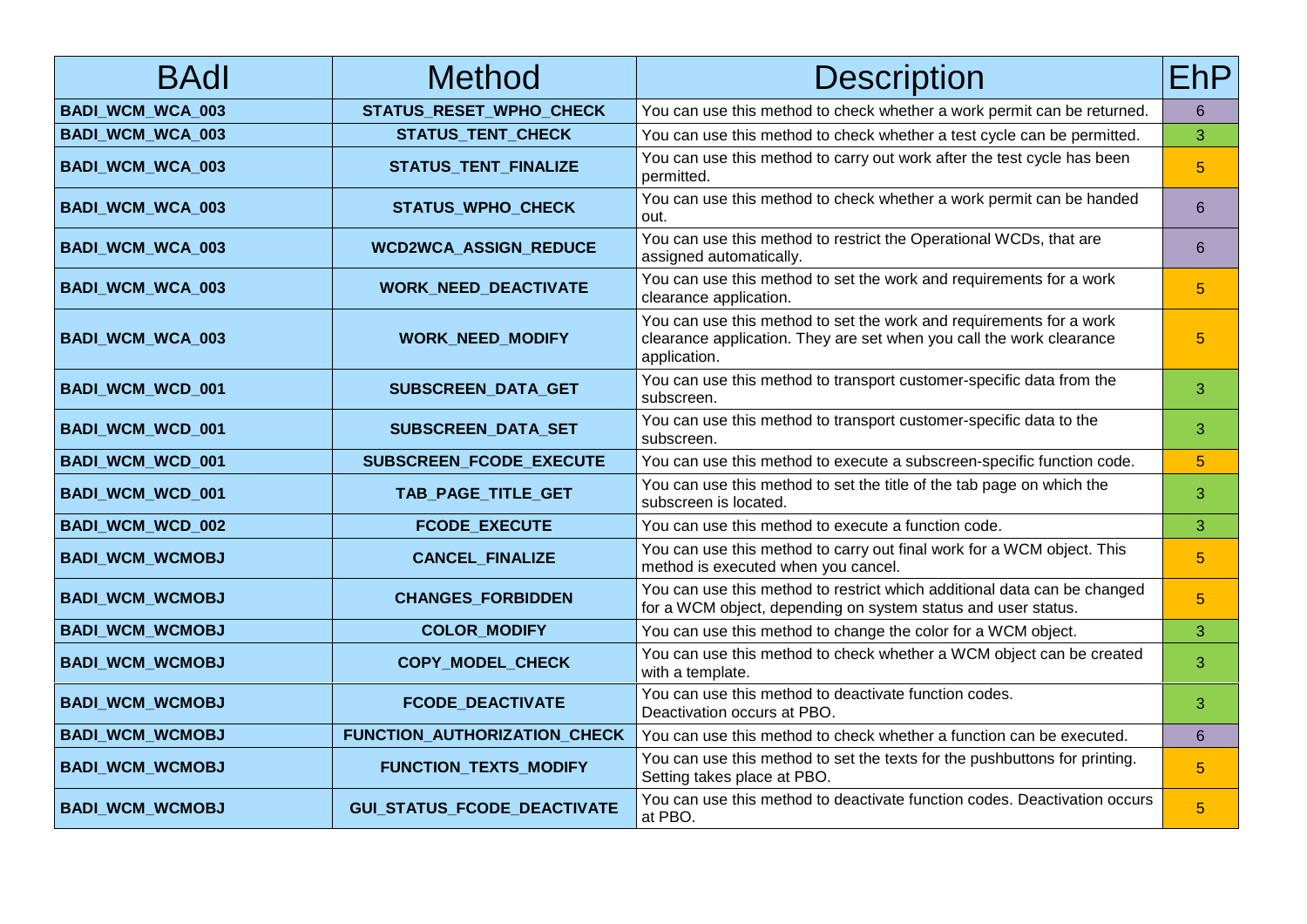| BAdI | Method | Description | EhP |
|---|---|---|---|
| **BADI_WCM_WCA_003** | **STATUS_RESET_WPHO_CHECK** | You can use this method to check whether a work permit can be returned. | 6 |
| **BADI_WCM_WCA_003** | **STATUS_TENT_CHECK** | You can use this method to check whether a test cycle can be permitted. | 3 |
| **BADI_WCM_WCA_003** | **STATUS_TENT_FINALIZE** | You can use this method to carry out work after the test cycle has been permitted. | 5 |
| **BADI_WCM_WCA_003** | **STATUS_WPHO_CHECK** | You can use this method to check whether a work permit can be handed out. | 6 |
| **BADI_WCM_WCA_003** | **WCD2WCA_ASSIGN_REDUCE** | You can use this method to restrict the Operational WCDs, that are assigned automatically. | 6 |
| **BADI_WCM_WCA_003** | **WORK_NEED_DEACTIVATE** | You can use this method to set the work and requirements for a work clearance application. | 5 |
| **BADI_WCM_WCA_003** | **WORK_NEED_MODIFY** | You can use this method to set the work and requirements for a work clearance application. They are set when you call the work clearance application. | 5 |
| **BADI_WCM_WCD_001** | **SUBSCREEN_DATA_GET** | You can use this method to transport customer-specific data from the subscreen. | 3 |
| **BADI_WCM_WCD_001** | **SUBSCREEN_DATA_SET** | You can use this method to transport customer-specific data to the subscreen. | 3 |
| **BADI_WCM_WCD_001** | **SUBSCREEN_FCODE_EXECUTE** | You can use this method to execute a subscreen-specific function code. | 5 |
| **BADI_WCM_WCD_001** | **TAB_PAGE_TITLE_GET** | You can use this method to set the title of the tab page on which the subscreen is located. | 3 |
| **BADI_WCM_WCD_002** | **FCODE_EXECUTE** | You can use this method to execute a function code. | 3 |
| **BADI_WCM_WCMOBJ** | **CANCEL_FINALIZE** | You can use this method to carry out final work for a WCM object. This method is executed when you cancel. | 5 |
| **BADI_WCM_WCMOBJ** | **CHANGES_FORBIDDEN** | You can use this method to restrict which additional data can be changed for a WCM object, depending on system status and user status. | 5 |
| **BADI_WCM_WCMOBJ** | **COLOR_MODIFY** | You can use this method to change the color for a WCM object. | 3 |
| **BADI_WCM_WCMOBJ** | **COPY_MODEL_CHECK** | You can use this method to check whether a WCM object can be created with a template. | 3 |
| **BADI_WCM_WCMOBJ** | **FCODE_DEACTIVATE** | You can use this method to deactivate function codes. Deactivation occurs at PBO. | 3 |
| **BADI_WCM_WCMOBJ** | **FUNCTION_AUTHORIZATION_CHECK** | You can use this method to check whether a function can be executed. | 6 |
| **BADI_WCM_WCMOBJ** | **FUNCTION_TEXTS_MODIFY** | You can use this method to set the texts for the pushbuttons for printing. Setting takes place at PBO. | 5 |
| **BADI_WCM_WCMOBJ** | **GUI_STATUS_FCODE_DEACTIVATE** | You can use this method to deactivate function codes. Deactivation occurs at PBO. | 5 |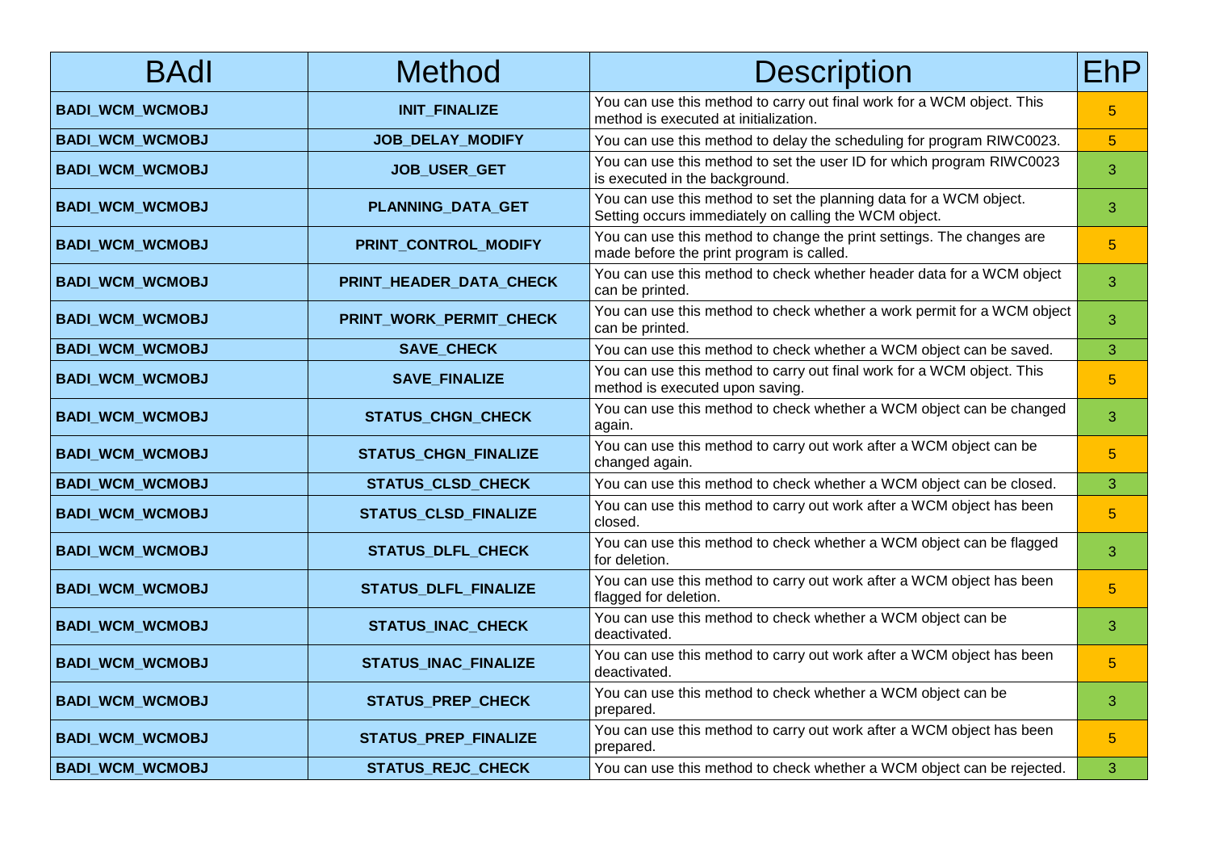| BAdI | Method | Description | EhP |
|---|---|---|---|
| BADI_WCM_WCMOBJ | INIT_FINALIZE | You can use this method to carry out final work for a WCM object. This method is executed at initialization. | 5 |
| BADI_WCM_WCMOBJ | JOB_DELAY_MODIFY | You can use this method to delay the scheduling for program RIWC0023. | 5 |
| BADI_WCM_WCMOBJ | JOB_USER_GET | You can use this method to set the user ID for which program RIWC0023 is executed in the background. | 3 |
| BADI_WCM_WCMOBJ | PLANNING_DATA_GET | You can use this method to set the planning data for a WCM object. Setting occurs immediately on calling the WCM object. | 3 |
| BADI_WCM_WCMOBJ | PRINT_CONTROL_MODIFY | You can use this method to change the print settings. The changes are made before the print program is called. | 5 |
| BADI_WCM_WCMOBJ | PRINT_HEADER_DATA_CHECK | You can use this method to check whether header data for a WCM object can be printed. | 3 |
| BADI_WCM_WCMOBJ | PRINT_WORK_PERMIT_CHECK | You can use this method to check whether a work permit for a WCM object can be printed. | 3 |
| BADI_WCM_WCMOBJ | SAVE_CHECK | You can use this method to check whether a WCM object can be saved. | 3 |
| BADI_WCM_WCMOBJ | SAVE_FINALIZE | You can use this method to carry out final work for a WCM object. This method is executed upon saving. | 5 |
| BADI_WCM_WCMOBJ | STATUS_CHGN_CHECK | You can use this method to check whether a WCM object can be changed again. | 3 |
| BADI_WCM_WCMOBJ | STATUS_CHGN_FINALIZE | You can use this method to carry out work after a WCM object can be changed again. | 5 |
| BADI_WCM_WCMOBJ | STATUS_CLSD_CHECK | You can use this method to check whether a WCM object can be closed. | 3 |
| BADI_WCM_WCMOBJ | STATUS_CLSD_FINALIZE | You can use this method to carry out work after a WCM object has been closed. | 5 |
| BADI_WCM_WCMOBJ | STATUS_DLFL_CHECK | You can use this method to check whether a WCM object can be flagged for deletion. | 3 |
| BADI_WCM_WCMOBJ | STATUS_DLFL_FINALIZE | You can use this method to carry out work after a WCM object has been flagged for deletion. | 5 |
| BADI_WCM_WCMOBJ | STATUS_INAC_CHECK | You can use this method to check whether a WCM object can be deactivated. | 3 |
| BADI_WCM_WCMOBJ | STATUS_INAC_FINALIZE | You can use this method to carry out work after a WCM object has been deactivated. | 5 |
| BADI_WCM_WCMOBJ | STATUS_PREP_CHECK | You can use this method to check whether a WCM object can be prepared. | 3 |
| BADI_WCM_WCMOBJ | STATUS_PREP_FINALIZE | You can use this method to carry out work after a WCM object has been prepared. | 5 |
| BADI_WCM_WCMOBJ | STATUS_REJC_CHECK | You can use this method to check whether a WCM object can be rejected. | 3 |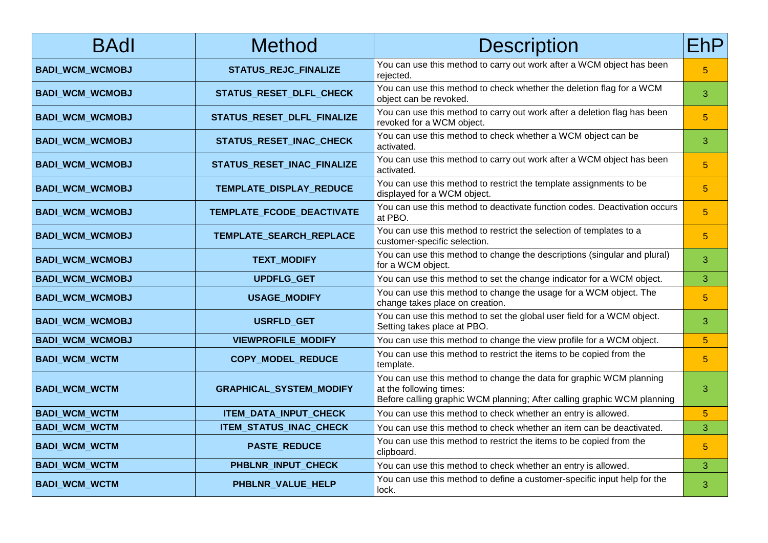| BAdI | Method | Description | EhP |
|---|---|---|---|
| **BADI_WCM_WCMOBJ** | **STATUS_REJC_FINALIZE** | You can use this method to carry out work after a WCM object has been rejected. | 5 |
| **BADI_WCM_WCMOBJ** | **STATUS_RESET_DLFL_CHECK** | You can use this method to check whether the deletion flag for a WCM object can be revoked. | 3 |
| **BADI_WCM_WCMOBJ** | **STATUS_RESET_DLFL_FINALIZE** | You can use this method to carry out work after a deletion flag has been revoked for a WCM object. | 5 |
| **BADI_WCM_WCMOBJ** | **STATUS_RESET_INAC_CHECK** | You can use this method to check whether a WCM object can be activated. | 3 |
| **BADI_WCM_WCMOBJ** | **STATUS_RESET_INAC_FINALIZE** | You can use this method to carry out work after a WCM object has been activated. | 5 |
| **BADI_WCM_WCMOBJ** | **TEMPLATE_DISPLAY_REDUCE** | You can use this method to restrict the template assignments to be displayed for a WCM object. | 5 |
| **BADI_WCM_WCMOBJ** | **TEMPLATE_FCODE_DEACTIVATE** | You can use this method to deactivate function codes. Deactivation occurs at PBO. | 5 |
| **BADI_WCM_WCMOBJ** | **TEMPLATE_SEARCH_REPLACE** | You can use this method to restrict the selection of templates to a customer-specific selection. | 5 |
| **BADI_WCM_WCMOBJ** | **TEXT_MODIFY** | You can use this method to change the descriptions (singular and plural) for a WCM object. | 3 |
| **BADI_WCM_WCMOBJ** | **UPDFLG_GET** | You can use this method to set the change indicator for a WCM object. | 3 |
| **BADI_WCM_WCMOBJ** | **USAGE_MODIFY** | You can use this method to change the usage for a WCM object. The change takes place on creation. | 5 |
| **BADI_WCM_WCMOBJ** | **USRFLD_GET** | You can use this method to set the global user field for a WCM object. Setting takes place at PBO. | 3 |
| **BADI_WCM_WCMOBJ** | **VIEWPROFILE_MODIFY** | You can use this method to change the view profile for a WCM object. | 5 |
| **BADI_WCM_WCTM** | **COPY_MODEL_REDUCE** | You can use this method to restrict the items to be copied from the template. | 5 |
| **BADI_WCM_WCTM** | **GRAPHICAL_SYSTEM_MODIFY** | You can use this method to change the data for graphic WCM planning at the following times:<br>Before calling graphic WCM planning; After calling graphic WCM planning | 3 |
| **BADI_WCM_WCTM** | **ITEM_DATA_INPUT_CHECK** | You can use this method to check whether an entry is allowed. | 5 |
| **BADI_WCM_WCTM** | **ITEM_STATUS_INAC_CHECK** | You can use this method to check whether an item can be deactivated. | 3 |
| **BADI_WCM_WCTM** | **PASTE_REDUCE** | You can use this method to restrict the items to be copied from the clipboard. | 5 |
| **BADI_WCM_WCTM** | **PHBLNR_INPUT_CHECK** | You can use this method to check whether an entry is allowed. | 3 |
| **BADI_WCM_WCTM** | **PHBLNR_VALUE_HELP** | You can use this method to define a customer-specific input help for the lock. | 3 |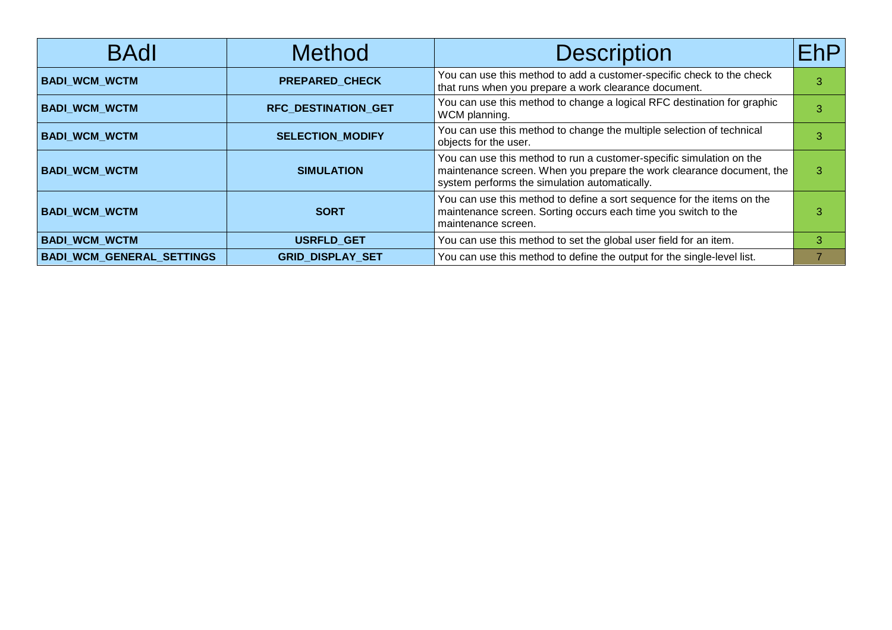| BAdI | Method | Description | EhP |
|---|---|---|---|
| **BADI_WCM_WCTM** | **PREPARED_CHECK** | You can use this method to add a customer-specific check to the check that runs when you prepare a work clearance document. | 3 |
| **BADI_WCM_WCTM** | **RFC_DESTINATION_GET** | You can use this method to change a logical RFC destination for graphic WCM planning. | 3 |
| **BADI_WCM_WCTM** | **SELECTION_MODIFY** | You can use this method to change the multiple selection of technical objects for the user. | 3 |
| **BADI_WCM_WCTM** | **SIMULATION** | You can use this method to run a customer-specific simulation on the maintenance screen. When you prepare the work clearance document, the system performs the simulation automatically. | 3 |
| **BADI_WCM_WCTM** | **SORT** | You can use this method to define a sort sequence for the items on the maintenance screen. Sorting occurs each time you switch to the maintenance screen. | 3 |
| **BADI_WCM_WCTM** | **USRFLD_GET** | You can use this method to set the global user field for an item. | 3 |
| **BADI_WCM_GENERAL_SETTINGS** | **GRID_DISPLAY_SET** | You can use this method to define the output for the single-level list. | 7 |